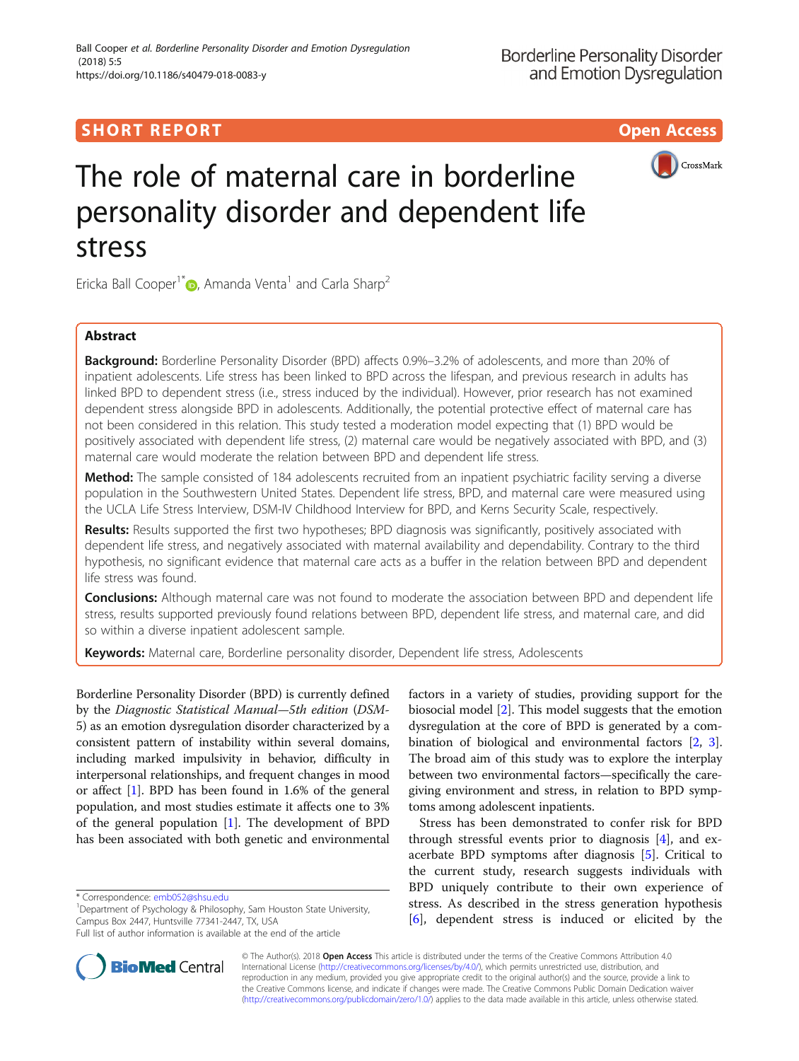SHORT REPORT

Open Access

# The role of maternal care in borderline personality disorder and dependent life stress

Ericka Ball Cooper[1*], Amanda Venta[1] and Carla Sharp[2]

## Abstract

**Background:** Borderline Personality Disorder (BPD) affects 0.9%–3.2% of adolescents, and more than 20% of inpatient adolescents. Life stress has been linked to BPD across the lifespan, and previous research in adults has linked BPD to dependent stress (i.e., stress induced by the individual). However, prior research has not examined dependent stress alongside BPD in adolescents. Additionally, the potential protective effect of maternal care has not been considered in this relation. This study tested a moderation model expecting that (1) BPD would be positively associated with dependent life stress, (2) maternal care would be negatively associated with BPD, and (3) maternal care would moderate the relation between BPD and dependent life stress.

**Method:** The sample consisted of 184 adolescents recruited from an inpatient psychiatric facility serving a diverse population in the Southwestern United States. Dependent life stress, BPD, and maternal care were measured using the UCLA Life Stress Interview, DSM-IV Childhood Interview for BPD, and Kerns Security Scale, respectively.

**Results:** Results supported the first two hypotheses; BPD diagnosis was significantly, positively associated with dependent life stress, and negatively associated with maternal availability and dependability. Contrary to the third hypothesis, no significant evidence that maternal care acts as a buffer in the relation between BPD and dependent life stress was found.

**Conclusions:** Although maternal care was not found to moderate the association between BPD and dependent life stress, results supported previously found relations between BPD, dependent life stress, and maternal care, and did so within a diverse inpatient adolescent sample.

**Keywords:** Maternal care, Borderline personality disorder, Dependent life stress, Adolescents

Borderline Personality Disorder (BPD) is currently defined by the *Diagnostic Statistical Manual—5th edition* (*DSM-5*) as an emotion dysregulation disorder characterized by a consistent pattern of instability within several domains, including marked impulsivity in behavior, difficulty in interpersonal relationships, and frequent changes in mood or affect [1]. BPD has been found in 1.6% of the general population, and most studies estimate it affects one to 3% of the general population [1]. The development of BPD has been associated with both genetic and environmental factors in a variety of studies, providing support for the biosocial model [2]. This model suggests that the emotion dysregulation at the core of BPD is generated by a combination of biological and environmental factors [2, 3]. The broad aim of this study was to explore the interplay between two environmental factors—specifically the caregiving environment and stress, in relation to BPD symptoms among adolescent inpatients.

Stress has been demonstrated to confer risk for BPD through stressful events prior to diagnosis [4], and exacerbate BPD symptoms after diagnosis [5]. Critical to the current study, research suggests individuals with BPD uniquely contribute to their own experience of stress. As described in the stress generation hypothesis [6], dependent stress is induced or elicited by the

\* Correspondence: emb052@shsu.edu
[1]Department of Psychology & Philosophy, Sam Houston State University, Campus Box 2447, Huntsville 77341-2447, TX, USA
Full list of author information is available at the end of the article

© The Author(s). 2018 **Open Access** This article is distributed under the terms of the Creative Commons Attribution 4.0 International License (http://creativecommons.org/licenses/by/4.0/), which permits unrestricted use, distribution, and reproduction in any medium, provided you give appropriate credit to the original author(s) and the source, provide a link to the Creative Commons license, and indicate if changes were made. The Creative Commons Public Domain Dedication waiver (http://creativecommons.org/publicdomain/zero/1.0/) applies to the data made available in this article, unless otherwise stated.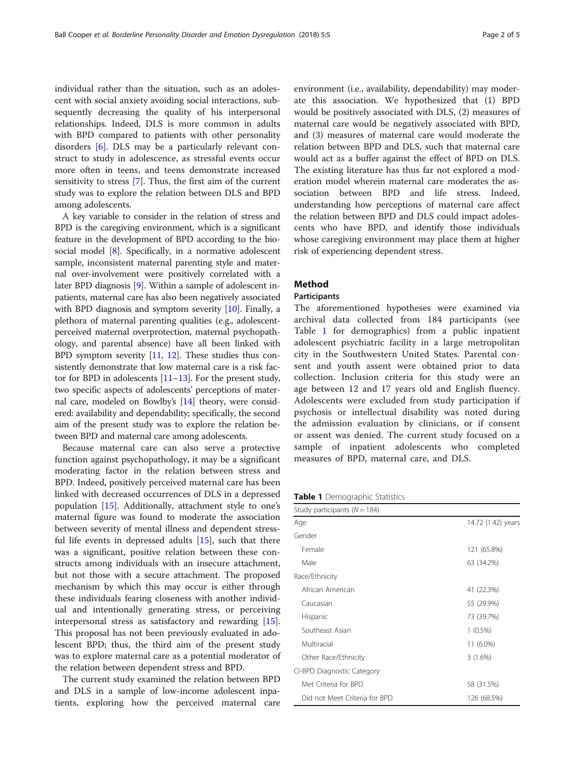individual rather than the situation, such as an adolescent with social anxiety avoiding social interactions, subsequently decreasing the quality of his interpersonal relationships. Indeed, DLS is more common in adults with BPD compared to patients with other personality disorders [6]. DLS may be a particularly relevant construct to study in adolescence, as stressful events occur more often in teens, and teens demonstrate increased sensitivity to stress [7]. Thus, the first aim of the current study was to explore the relation between DLS and BPD among adolescents.

A key variable to consider in the relation of stress and BPD is the caregiving environment, which is a significant feature in the development of BPD according to the biosocial model [8]. Specifically, in a normative adolescent sample, inconsistent maternal parenting style and maternal over-involvement were positively correlated with a later BPD diagnosis [9]. Within a sample of adolescent inpatients, maternal care has also been negatively associated with BPD diagnosis and symptom severity [10]. Finally, a plethora of maternal parenting qualities (e.g., adolescent-perceived maternal overprotection, maternal psychopathology, and parental absence) have all been linked with BPD symptom severity [11, 12]. These studies thus consistently demonstrate that low maternal care is a risk factor for BPD in adolescents [11–13]. For the present study, two specific aspects of adolescents' perceptions of maternal care, modeled on Bowlby's [14] theory, were considered: availability and dependability; specifically, the second aim of the present study was to explore the relation between BPD and maternal care among adolescents.

Because maternal care can also serve a protective function against psychopathology, it may be a significant moderating factor in the relation between stress and BPD. Indeed, positively perceived maternal care has been linked with decreased occurrences of DLS in a depressed population [15]. Additionally, attachment style to one's maternal figure was found to moderate the association between severity of mental illness and dependent stressful life events in depressed adults [15], such that there was a significant, positive relation between these constructs among individuals with an insecure attachment, but not those with a secure attachment. The proposed mechanism by which this may occur is either through these individuals fearing closeness with another individual and intentionally generating stress, or perceiving interpersonal stress as satisfactory and rewarding [15]. This proposal has not been previously evaluated in adolescent BPD; thus, the third aim of the present study was to explore maternal care as a potential moderator of the relation between dependent stress and BPD.

The current study examined the relation between BPD and DLS in a sample of low-income adolescent inpatients, exploring how the perceived maternal care environment (i.e., availability, dependability) may moderate this association. We hypothesized that (1) BPD would be positively associated with DLS, (2) measures of maternal care would be negatively associated with BPD, and (3) measures of maternal care would moderate the relation between BPD and DLS, such that maternal care would act as a buffer against the effect of BPD on DLS. The existing literature has thus far not explored a moderation model wherein maternal care moderates the association between BPD and life stress. Indeed, understanding how perceptions of maternal care affect the relation between BPD and DLS could impact adolescents who have BPD, and identify those individuals whose caregiving environment may place them at higher risk of experiencing dependent stress.

## Method

### Participants

The aforementioned hypotheses were examined via archival data collected from 184 participants (see Table 1 for demographics) from a public inpatient adolescent psychiatric facility in a large metropolitan city in the Southwestern United States. Parental consent and youth assent were obtained prior to data collection. Inclusion criteria for this study were an age between 12 and 17 years old and English fluency. Adolescents were excluded from study participation if psychosis or intellectual disability was noted during the admission evaluation by clinicians, or if consent or assent was denied. The current study focused on a sample of inpatient adolescents who completed measures of BPD, maternal care, and DLS.

**Table 1** Demographic Statistics

| Study participants ($N = 184$) | |
|---|---|
| Age | 14.72 (1.42) years |
| Gender | |
| Female | 121 (65.8%) |
| Male | 63 (34.2%) |
| Race/Ethnicity | |
| African American | 41 (22.3%) |
| Caucasian | 55 (29.9%) |
| Hispanic | 73 (39.7%) |
| Southeast Asian | 1 (0.5%) |
| Multiracial | 11 (6.0%) |
| Other Race/Ethnicity | 3 (1.6%) |
| CI-BPD Diagnostic Category | |
| Met Criteria for BPD | 58 (31.5%) |
| Did not Meet Criteria for BPD | 126 (68.5%) |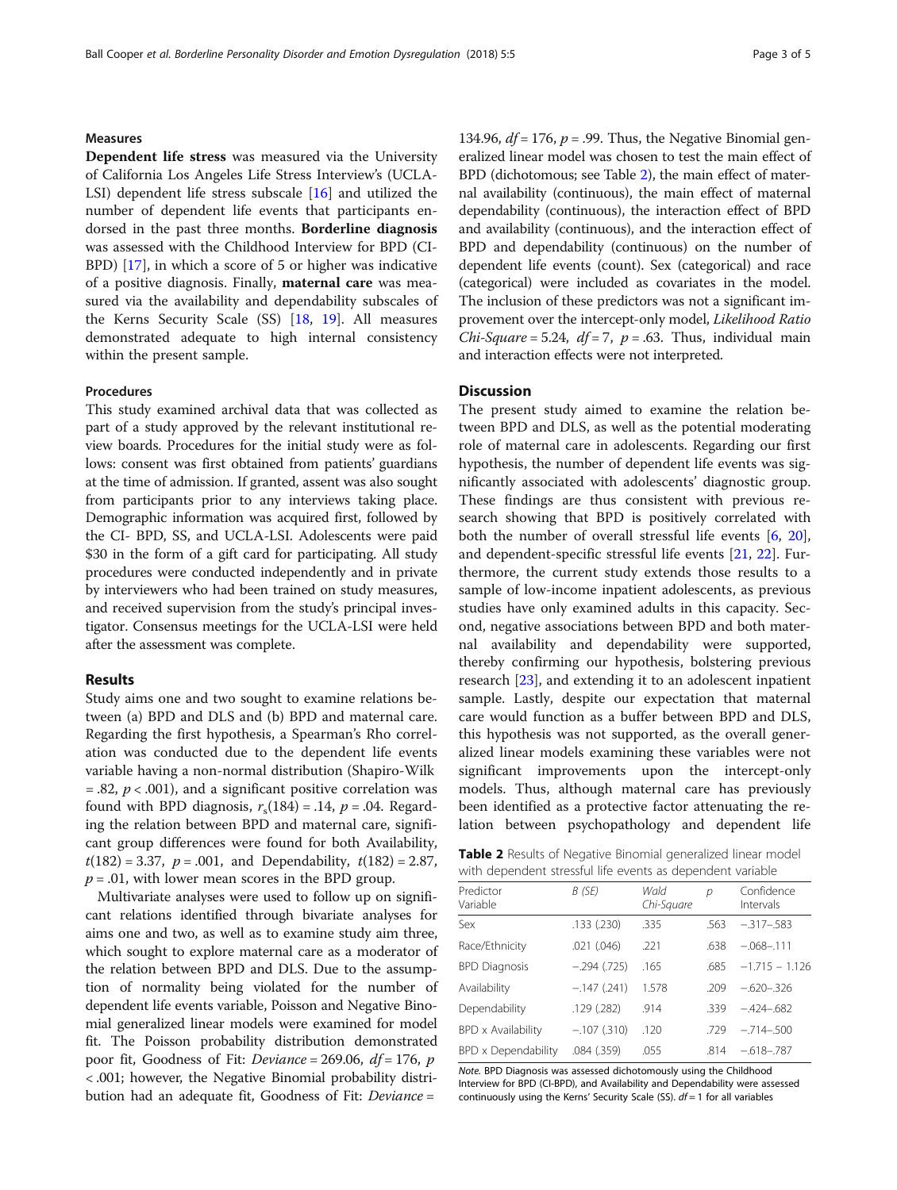### Measures

**Dependent life stress** was measured via the University of California Los Angeles Life Stress Interview's (UCLA-LSI) dependent life stress subscale [16] and utilized the number of dependent life events that participants endorsed in the past three months. **Borderline diagnosis** was assessed with the Childhood Interview for BPD (CI-BPD) [17], in which a score of 5 or higher was indicative of a positive diagnosis. Finally, **maternal care** was measured via the availability and dependability subscales of the Kerns Security Scale (SS) [18, 19]. All measures demonstrated adequate to high internal consistency within the present sample.

### Procedures

This study examined archival data that was collected as part of a study approved by the relevant institutional review boards. Procedures for the initial study were as follows: consent was first obtained from patients' guardians at the time of admission. If granted, assent was also sought from participants prior to any interviews taking place. Demographic information was acquired first, followed by the CI- BPD, SS, and UCLA-LSI. Adolescents were paid $30 in the form of a gift card for participating. All study procedures were conducted independently and in private by interviewers who had been trained on study measures, and received supervision from the study's principal investigator. Consensus meetings for the UCLA-LSI were held after the assessment was complete.

## Results

Study aims one and two sought to examine relations between (a) BPD and DLS and (b) BPD and maternal care. Regarding the first hypothesis, a Spearman's Rho correlation was conducted due to the dependent life events variable having a non-normal distribution (Shapiro-Wilk = .82, $p < .001$), and a significant positive correlation was found with BPD diagnosis, $r_s(184) = .14$, $p = .04$. Regarding the relation between BPD and maternal care, significant group differences were found for both Availability, $t(182) = 3.37$, $p = .001$, and Dependability, $t(182) = 2.87$, $p = .01$, with lower mean scores in the BPD group.

Multivariate analyses were used to follow up on significant relations identified through bivariate analyses for aims one and two, as well as to examine study aim three, which sought to explore maternal care as a moderator of the relation between BPD and DLS. Due to the assumption of normality being violated for the number of dependent life events variable, Poisson and Negative Binomial generalized linear models were examined for model fit. The Poisson probability distribution demonstrated poor fit, Goodness of Fit: *Deviance* = 269.06, $df = 176$, $p < .001$; however, the Negative Binomial probability distribution had an adequate fit, Goodness of Fit: *Deviance* = 134.96, $df = 176$, $p = .99$. Thus, the Negative Binomial generalized linear model was chosen to test the main effect of BPD (dichotomous; see Table 2), the main effect of maternal availability (continuous), the main effect of maternal dependability (continuous), the interaction effect of BPD and availability (continuous), and the interaction effect of BPD and dependability (continuous) on the number of dependent life events (count). Sex (categorical) and race (categorical) were included as covariates in the model. The inclusion of these predictors was not a significant improvement over the intercept-only model, *Likelihood Ratio Chi-Square* = 5.24, $df = 7$, $p = .63$. Thus, individual main and interaction effects were not interpreted.

## Discussion

The present study aimed to examine the relation between BPD and DLS, as well as the potential moderating role of maternal care in adolescents. Regarding our first hypothesis, the number of dependent life events was significantly associated with adolescents' diagnostic group. These findings are thus consistent with previous research showing that BPD is positively correlated with both the number of overall stressful life events [6, 20], and dependent-specific stressful life events [21, 22]. Furthermore, the current study extends those results to a sample of low-income inpatient adolescents, as previous studies have only examined adults in this capacity. Second, negative associations between BPD and both maternal availability and dependability were supported, thereby confirming our hypothesis, bolstering previous research [23], and extending it to an adolescent inpatient sample. Lastly, despite our expectation that maternal care would function as a buffer between BPD and DLS, this hypothesis was not supported, as the overall generalized linear models examining these variables were not significant improvements upon the intercept-only models. Thus, although maternal care has previously been identified as a protective factor attenuating the relation between psychopathology and dependent life

**Table 2** Results of Negative Binomial generalized linear model with dependent stressful life events as dependent variable

| Predictor Variable | *B (SE)* | *Wald Chi-Square* | *p* | Confidence Intervals |
|---|---|---|---|---|
| Sex | .133 (.230) | .335 | .563 | −.317–.583 |
| Race/Ethnicity | .021 (.046) | .221 | .638 | −.068–.111 |
| BPD Diagnosis | −.294 (.725) | .165 | .685 | −1.715 – 1.126 |
| Availability | −.147 (.241) | 1.578 | .209 | −.620–.326 |
| Dependability | .129 (.282) | .914 | .339 | −.424–.682 |
| BPD x Availability | −.107 (.310) | .120 | .729 | −.714–.500 |
| BPD x Dependability | .084 (.359) | .055 | .814 | −.618–.787 |

*Note.* BPD Diagnosis was assessed dichotomously using the Childhood Interview for BPD (CI-BPD), and Availability and Dependability were assessed continuously using the Kerns' Security Scale (SS). $df = 1$ for all variables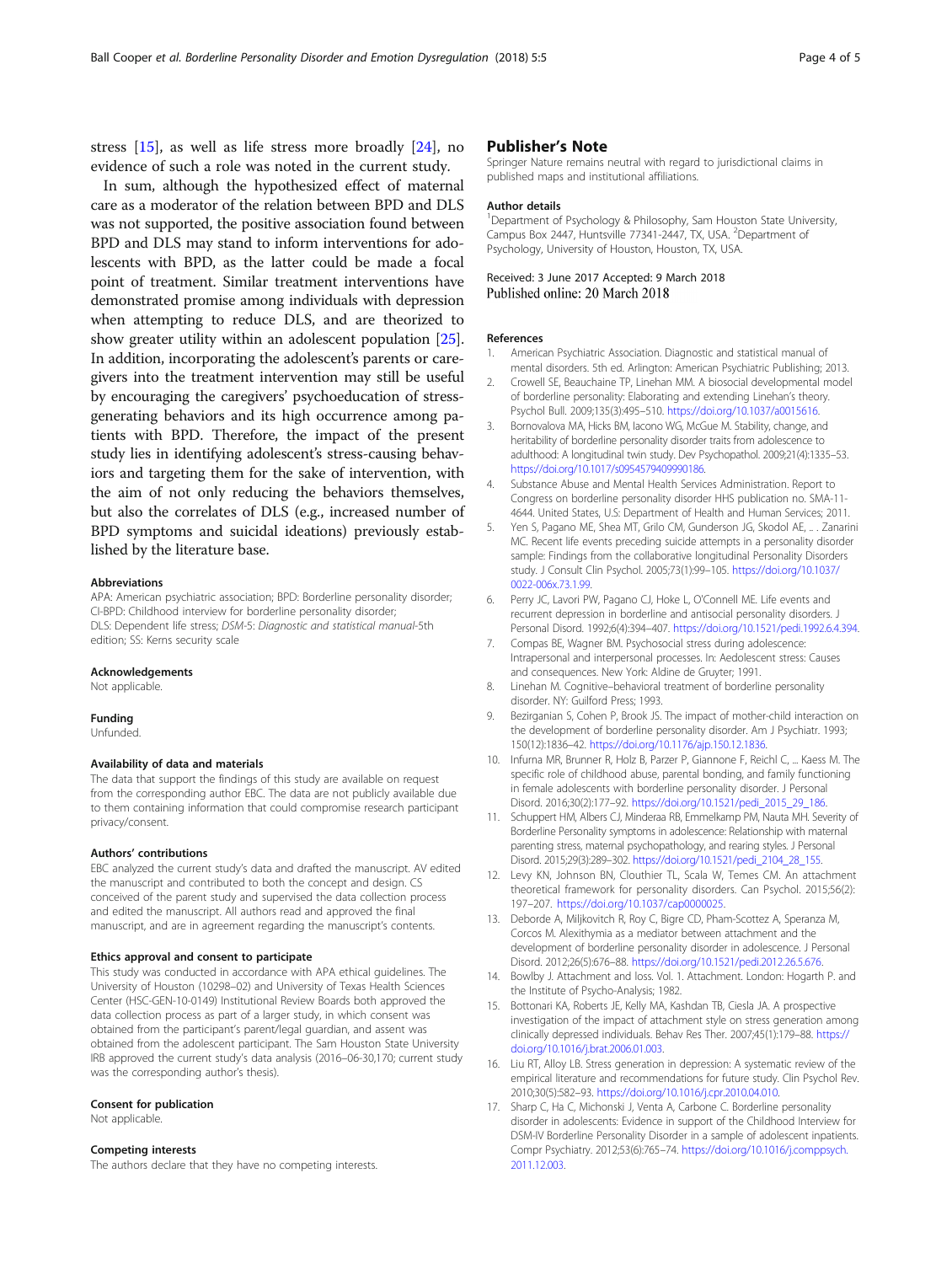stress [15], as well as life stress more broadly [24], no evidence of such a role was noted in the current study.

In sum, although the hypothesized effect of maternal care as a moderator of the relation between BPD and DLS was not supported, the positive association found between BPD and DLS may stand to inform interventions for adolescents with BPD, as the latter could be made a focal point of treatment. Similar treatment interventions have demonstrated promise among individuals with depression when attempting to reduce DLS, and are theorized to show greater utility within an adolescent population [25]. In addition, incorporating the adolescent's parents or caregivers into the treatment intervention may still be useful by encouraging the caregivers' psychoeducation of stress-generating behaviors and its high occurrence among patients with BPD. Therefore, the impact of the present study lies in identifying adolescent's stress-causing behaviors and targeting them for the sake of intervention, with the aim of not only reducing the behaviors themselves, but also the correlates of DLS (e.g., increased number of BPD symptoms and suicidal ideations) previously established by the literature base.

#### Abbreviations

APA: American psychiatric association; BPD: Borderline personality disorder; CI-BPD: Childhood interview for borderline personality disorder; DLS: Dependent life stress; *DSM*-5: *Diagnostic and statistical manual*-5th edition; SS: Kerns security scale

#### Acknowledgements

Not applicable.

#### Funding

Unfunded.

#### Availability of data and materials

The data that support the findings of this study are available on request from the corresponding author EBC. The data are not publicly available due to them containing information that could compromise research participant privacy/consent.

#### Authors' contributions

EBC analyzed the current study's data and drafted the manuscript. AV edited the manuscript and contributed to both the concept and design. CS conceived of the parent study and supervised the data collection process and edited the manuscript. All authors read and approved the final manuscript, and are in agreement regarding the manuscript's contents.

#### Ethics approval and consent to participate

This study was conducted in accordance with APA ethical guidelines. The University of Houston (10298–02) and University of Texas Health Sciences Center (HSC-GEN-10-0149) Institutional Review Boards both approved the data collection process as part of a larger study, in which consent was obtained from the participant's parent/legal guardian, and assent was obtained from the adolescent participant. The Sam Houston State University IRB approved the current study's data analysis (2016–06-30,170; current study was the corresponding author's thesis).

#### Consent for publication

Not applicable.

#### Competing interests

The authors declare that they have no competing interests.

## Publisher's Note

Springer Nature remains neutral with regard to jurisdictional claims in published maps and institutional affiliations.

#### Author details

[1]Department of Psychology & Philosophy, Sam Houston State University, Campus Box 2447, Huntsville 77341-2447, TX, USA. [2]Department of Psychology, University of Houston, Houston, TX, USA.

Received: 3 June 2017 Accepted: 9 March 2018
Published online: 20 March 2018

#### References

1. American Psychiatric Association. Diagnostic and statistical manual of mental disorders. 5th ed. Arlington: American Psychiatric Publishing; 2013.
2. Crowell SE, Beauchaine TP, Linehan MM. A biosocial developmental model of borderline personality: Elaborating and extending Linehan's theory. Psychol Bull. 2009;135(3):495–510. https://doi.org/10.1037/a0015616.
3. Bornovalova MA, Hicks BM, Iacono WG, McGue M. Stability, change, and heritability of borderline personality disorder traits from adolescence to adulthood: A longitudinal twin study. Dev Psychopathol. 2009;21(4):1335–53. https://doi.org/10.1017/s0954579409990186.
4. Substance Abuse and Mental Health Services Administration. Report to Congress on borderline personality disorder HHS publication no. SMA-11-4644. United States, U.S: Department of Health and Human Services; 2011.
5. Yen S, Pagano ME, Shea MT, Grilo CM, Gunderson JG, Skodol AE, ... Zanarini MC. Recent life events preceding suicide attempts in a personality disorder sample: Findings from the collaborative longitudinal Personality Disorders study. J Consult Clin Psychol. 2005;73(1):99–105. https://doi.org/10.1037/0022-006x.73.1.99.
6. Perry JC, Lavori PW, Pagano CJ, Hoke L, O'Connell ME. Life events and recurrent depression in borderline and antisocial personality disorders. J Personal Disord. 1992;6(4):394–407. https://doi.org/10.1521/pedi.1992.6.4.394.
7. Compas BE, Wagner BM. Psychosocial stress during adolescence: Intrapersonal and interpersonal processes. In: Aedolescent stress: Causes and consequences. New York: Aldine de Gruyter; 1991.
8. Linehan M. Cognitive–behavioral treatment of borderline personality disorder. NY: Guilford Press; 1993.
9. Bezirganian S, Cohen P, Brook JS. The impact of mother-child interaction on the development of borderline personality disorder. Am J Psychiatr. 1993; 150(12):1836–42. https://doi.org/10.1176/ajp.150.12.1836.
10. Infurna MR, Brunner R, Holz B, Parzer P, Giannone F, Reichl C, ... Kaess M. The specific role of childhood abuse, parental bonding, and family functioning in female adolescents with borderline personality disorder. J Personal Disord. 2016;30(2):177–92. https://doi.org/10.1521/pedi_2015_29_186.
11. Schuppert HM, Albers CJ, Minderaa RB, Emmelkamp PM, Nauta MH. Severity of Borderline Personality symptoms in adolescence: Relationship with maternal parenting stress, maternal psychopathology, and rearing styles. J Personal Disord. 2015;29(3):289–302. https://doi.org/10.1521/pedi_2104_28_155.
12. Levy KN, Johnson BN, Clouthier TL, Scala W, Temes CM. An attachment theoretical framework for personality disorders. Can Psychol. 2015;56(2): 197–207. https://doi.org/10.1037/cap0000025.
13. Deborde A, Miljkovitch R, Roy C, Bigre CD, Pham-Scottez A, Speranza M, Corcos M. Alexithymia as a mediator between attachment and the development of borderline personality disorder in adolescence. J Personal Disord. 2012;26(5):676–88. https://doi.org/10.1521/pedi.2012.26.5.676.
14. Bowlby J. Attachment and loss. Vol. 1. Attachment. London: Hogarth P. and the Institute of Psycho-Analysis; 1982.
15. Bottonari KA, Roberts JE, Kelly MA, Kashdan TB, Ciesla JA. A prospective investigation of the impact of attachment style on stress generation among clinically depressed individuals. Behav Res Ther. 2007;45(1):179–88. https://doi.org/10.1016/j.brat.2006.01.003.
16. Liu RT, Alloy LB. Stress generation in depression: A systematic review of the empirical literature and recommendations for future study. Clin Psychol Rev. 2010;30(5):582–93. https://doi.org/10.1016/j.cpr.2010.04.010.
17. Sharp C, Ha C, Michonski J, Venta A, Carbone C. Borderline personality disorder in adolescents: Evidence in support of the Childhood Interview for DSM-IV Borderline Personality Disorder in a sample of adolescent inpatients. Compr Psychiatry. 2012;53(6):765–74. https://doi.org/10.1016/j.comppsych.2011.12.003.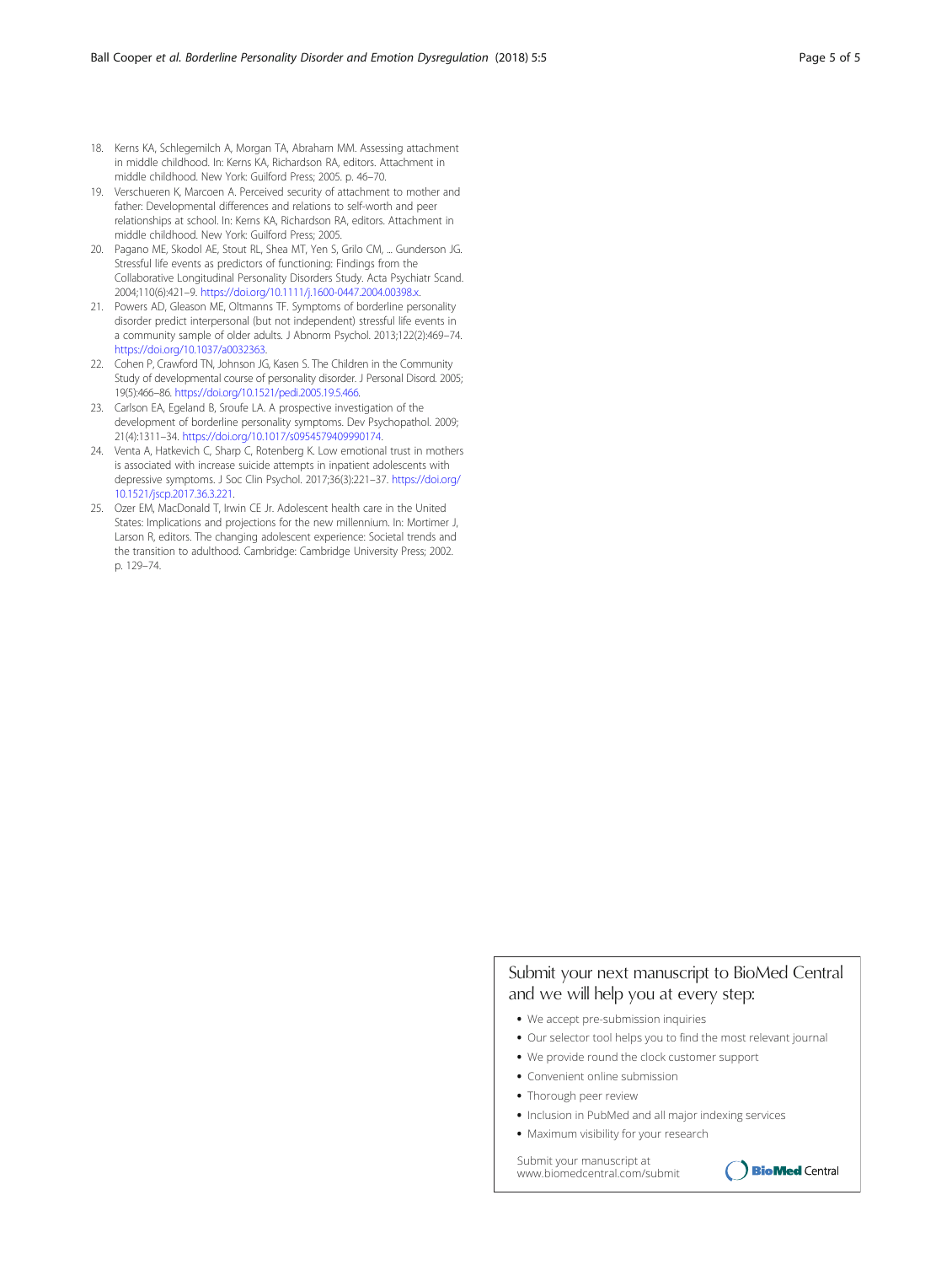18. Kerns KA, Schlegemilch A, Morgan TA, Abraham MM. Assessing attachment in middle childhood. In: Kerns KA, Richardson RA, editors. Attachment in middle childhood. New York: Guilford Press; 2005. p. 46–70.
19. Verschueren K, Marcoen A. Perceived security of attachment to mother and father: Developmental differences and relations to self-worth and peer relationships at school. In: Kerns KA, Richardson RA, editors. Attachment in middle childhood. New York: Guilford Press; 2005.
20. Pagano ME, Skodol AE, Stout RL, Shea MT, Yen S, Grilo CM, ... Gunderson JG. Stressful life events as predictors of functioning: Findings from the Collaborative Longitudinal Personality Disorders Study. Acta Psychiatr Scand. 2004;110(6):421–9. https://doi.org/10.1111/j.1600-0447.2004.00398.x.
21. Powers AD, Gleason ME, Oltmanns TF. Symptoms of borderline personality disorder predict interpersonal (but not independent) stressful life events in a community sample of older adults. J Abnorm Psychol. 2013;122(2):469–74. https://doi.org/10.1037/a0032363.
22. Cohen P, Crawford TN, Johnson JG, Kasen S. The Children in the Community Study of developmental course of personality disorder. J Personal Disord. 2005;19(5):466–86. https://doi.org/10.1521/pedi.2005.19.5.466.
23. Carlson EA, Egeland B, Sroufe LA. A prospective investigation of the development of borderline personality symptoms. Dev Psychopathol. 2009;21(4):1311–34. https://doi.org/10.1017/s0954579409990174.
24. Venta A, Hatkevich C, Sharp C, Rotenberg K. Low emotional trust in mothers is associated with increase suicide attempts in inpatient adolescents with depressive symptoms. J Soc Clin Psychol. 2017;36(3):221–37. https://doi.org/10.1521/jscp.2017.36.3.221.
25. Ozer EM, MacDonald T, Irwin CE Jr. Adolescent health care in the United States: Implications and projections for the new millennium. In: Mortimer J, Larson R, editors. The changing adolescent experience: Societal trends and the transition to adulthood. Cambridge: Cambridge University Press; 2002. p. 129–74.

Submit your next manuscript to BioMed Central and we will help you at every step:

- We accept pre-submission inquiries
- Our selector tool helps you to find the most relevant journal
- We provide round the clock customer support
- Convenient online submission
- Thorough peer review
- Inclusion in PubMed and all major indexing services
- Maximum visibility for your research

Submit your manuscript at www.biomedcentral.com/submit

BioMed Central